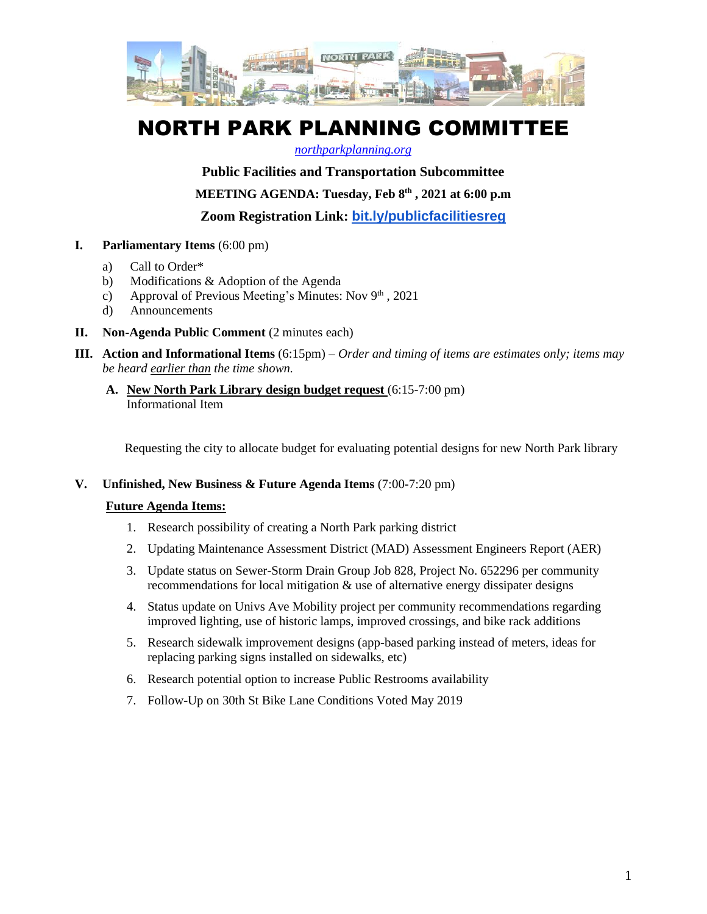# NORTH PARK PLANNING COMMITTEE

*northparkplanning.org*

**Public Facilities and Transportation Subcommittee**

**MEETING AGENDA: Tuesday, Feb 8th , 2021 at 6:00 p.m**

**Zoom Registration Link: bit.ly/publicfacilitiesreg**

**I. Parliamentary Items** (6:00 pm)

a) Call to Order*
b) Modifications & Adoption of the Agenda
c) Approval of Previous Meeting's Minutes: Nov 9th , 2021
d) Announcements

**II. Non-Agenda Public Comment** (2 minutes each)

**III. Action and Informational Items** (6:15pm) – *Order and timing of items are estimates only; items may be heard earlier than the time shown.*

**A. New North Park Library design budget request** (6:15-7:00 pm)
Informational Item

Requesting the city to allocate budget for evaluating potential designs for new North Park library

**V. Unfinished, New Business & Future Agenda Items** (7:00-7:20 pm)

**Future Agenda Items:**

1. Research possibility of creating a North Park parking district
2. Updating Maintenance Assessment District (MAD) Assessment Engineers Report (AER)
3. Update status on Sewer-Storm Drain Group Job 828, Project No. 652296 per community recommendations for local mitigation & use of alternative energy dissipater designs
4. Status update on Univs Ave Mobility project per community recommendations regarding improved lighting, use of historic lamps, improved crossings, and bike rack additions
5. Research sidewalk improvement designs (app-based parking instead of meters, ideas for replacing parking signs installed on sidewalks, etc)
6. Research potential option to increase Public Restrooms availability
7. Follow-Up on 30th St Bike Lane Conditions Voted May 2019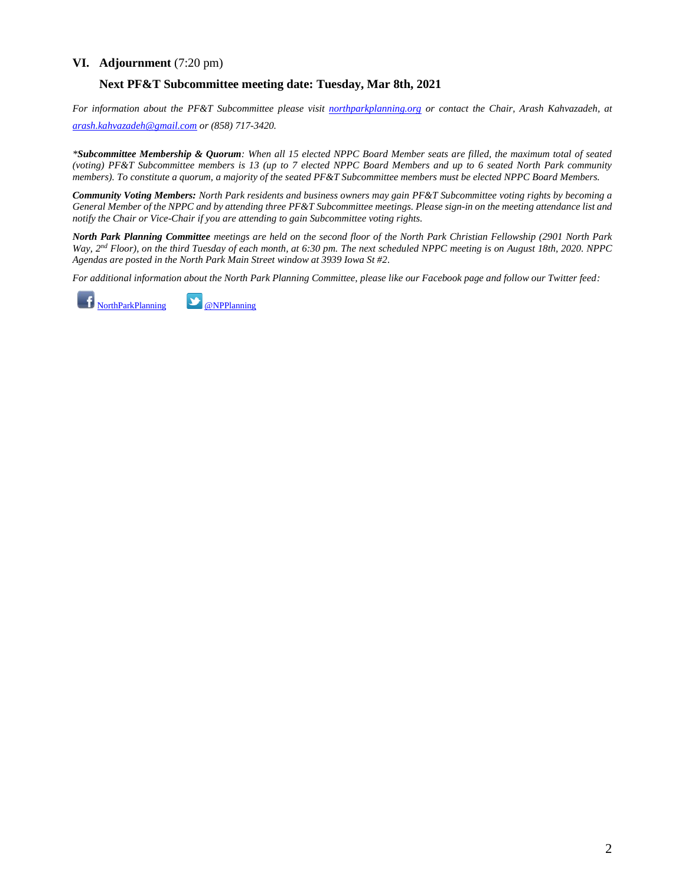## VI. Adjournment (7:20 pm)

### Next PF&T Subcommittee meeting date: Tuesday, Mar 8th, 2021

*For information about the PF&T Subcommittee please visit [northparkplanning.org](northparkplanning.org) or contact the Chair, Arash Kahvazadeh, at [arash.kahvazadeh@gmail.com](mailto:arash.kahvazadeh@gmail.com) or (858) 717-3420.*

****Subcommittee Membership & Quorum**: When all 15 elected NPPC Board Member seats are filled, the maximum total of seated (voting) PF&T Subcommittee members is 13 (up to 7 elected NPPC Board Members and up to 6 seated North Park community members). To constitute a quorum, a majority of the seated PF&T Subcommittee members must be elected NPPC Board Members.*

***Community Voting Members:** North Park residents and business owners may gain PF&T Subcommittee voting rights by becoming a General Member of the NPPC and by attending three PF&T Subcommittee meetings. Please sign-in on the meeting attendance list and notify the Chair or Vice-Chair if you are attending to gain Subcommittee voting rights.*

***North Park Planning Committee** meetings are held on the second floor of the North Park Christian Fellowship (2901 North Park Way, 2nd Floor), on the third Tuesday of each month, at 6:30 pm. The next scheduled NPPC meeting is on August 18th, 2020. NPPC Agendas are posted in the North Park Main Street window at 3939 Iowa St #2.*

*For additional information about the North Park Planning Committee, please like our Facebook page and follow our Twitter feed:*

NorthParkPlanning    @NPPlanning